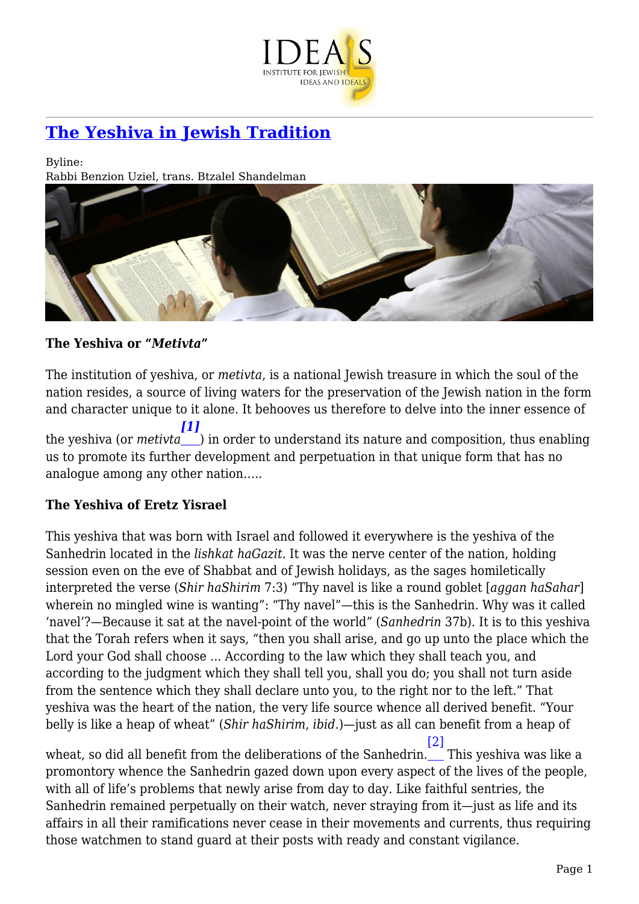# The Yeshiva in Jewish Tradition

Byline:
Rabbi Benzion Uziel, trans. Btzalel Shandelman

**The Yeshiva or "*Metivta*"**

The institution of yeshiva, or *metivta*, is a national Jewish treasure in which the soul of the nation resides, a source of living waters for the preservation of the Jewish nation in the form and character unique to it alone. It behooves us therefore to delve into the inner essence of the yeshiva (or *metivta*[1]) in order to understand its nature and composition, thus enabling us to promote its further development and perpetuation in that unique form that has no analogue among any other nation.....

**The Yeshiva of Eretz Yisrael**

This yeshiva that was born with Israel and followed it everywhere is the yeshiva of the Sanhedrin located in the *lishkat haGazit*. It was the nerve center of the nation, holding session even on the eve of Shabbat and of Jewish holidays, as the sages homiletically interpreted the verse (*Shir haShirim* 7:3) "Thy navel is like a round goblet [*aggan haSahar*] wherein no mingled wine is wanting": "Thy navel"—this is the Sanhedrin. Why was it called 'navel'?—Because it sat at the navel-point of the world" (*Sanhedrin* 37b). It is to this yeshiva that the Torah refers when it says, "then you shall arise, and go up unto the place which the Lord your God shall choose ... According to the law which they shall teach you, and according to the judgment which they shall tell you, shall you do; you shall not turn aside from the sentence which they shall declare unto you, to the right nor to the left." That yeshiva was the heart of the nation, the very life source whence all derived benefit. "Your belly is like a heap of wheat" (*Shir haShirim*, *ibid*.)—just as all can benefit from a heap of wheat, so did all benefit from the deliberations of the Sanhedrin.[2] This yeshiva was like a promontory whence the Sanhedrin gazed down upon every aspect of the lives of the people, with all of life's problems that newly arise from day to day. Like faithful sentries, the Sanhedrin remained perpetually on their watch, never straying from it—just as life and its affairs in all their ramifications never cease in their movements and currents, thus requiring those watchmen to stand guard at their posts with ready and constant vigilance.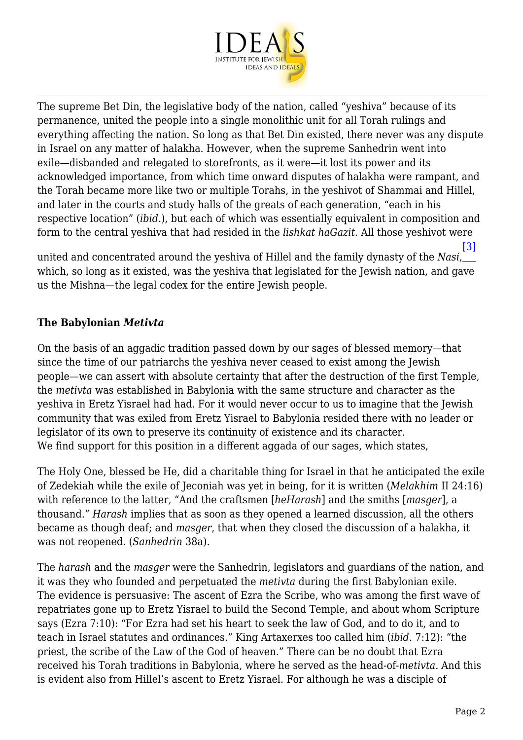The supreme Bet Din, the legislative body of the nation, called "yeshiva" because of its permanence, united the people into a single monolithic unit for all Torah rulings and everything affecting the nation. So long as that Bet Din existed, there never was any dispute in Israel on any matter of halakha. However, when the supreme Sanhedrin went into exile—disbanded and relegated to storefronts, as it were—it lost its power and its acknowledged importance, from which time onward disputes of halakha were rampant, and the Torah became more like two or multiple Torahs, in the yeshivot of Shammai and Hillel, and later in the courts and study halls of the greats of each generation, "each in his respective location" (*ibid*.), but each of which was essentially equivalent in composition and form to the central yeshiva that had resided in the *lishkat haGazit*. All those yeshivot were united and concentrated around the yeshiva of Hillel and the family dynasty of the *Nasi*,[3] which, so long as it existed, was the yeshiva that legislated for the Jewish nation, and gave us the Mishna—the legal codex for the entire Jewish people.

**The Babylonian *Metivta***

On the basis of an aggadic tradition passed down by our sages of blessed memory—that since the time of our patriarchs the yeshiva never ceased to exist among the Jewish people—we can assert with absolute certainty that after the destruction of the first Temple, the *metivta* was established in Babylonia with the same structure and character as the yeshiva in Eretz Yisrael had had. For it would never occur to us to imagine that the Jewish community that was exiled from Eretz Yisrael to Babylonia resided there with no leader or legislator of its own to preserve its continuity of existence and its character.
We find support for this position in a different aggada of our sages, which states,

The Holy One, blessed be He, did a charitable thing for Israel in that he anticipated the exile of Zedekiah while the exile of Jeconiah was yet in being, for it is written (*Melakhim* II 24:16) with reference to the latter, "And the craftsmen [*heHarash*] and the smiths [*masger*], a thousand." *Harash* implies that as soon as they opened a learned discussion, all the others became as though deaf; and *masger*, that when they closed the discussion of a halakha, it was not reopened. (*Sanhedrin* 38a).

The *harash* and the *masger* were the Sanhedrin, legislators and guardians of the nation, and it was they who founded and perpetuated the *metivta* during the first Babylonian exile. The evidence is persuasive: The ascent of Ezra the Scribe, who was among the first wave of repatriates gone up to Eretz Yisrael to build the Second Temple, and about whom Scripture says (Ezra 7:10): "For Ezra had set his heart to seek the law of God, and to do it, and to teach in Israel statutes and ordinances." King Artaxerxes too called him (*ibid*. 7:12): "the priest, the scribe of the Law of the God of heaven." There can be no doubt that Ezra received his Torah traditions in Babylonia, where he served as the head-of-*metivta*. And this is evident also from Hillel's ascent to Eretz Yisrael. For although he was a disciple of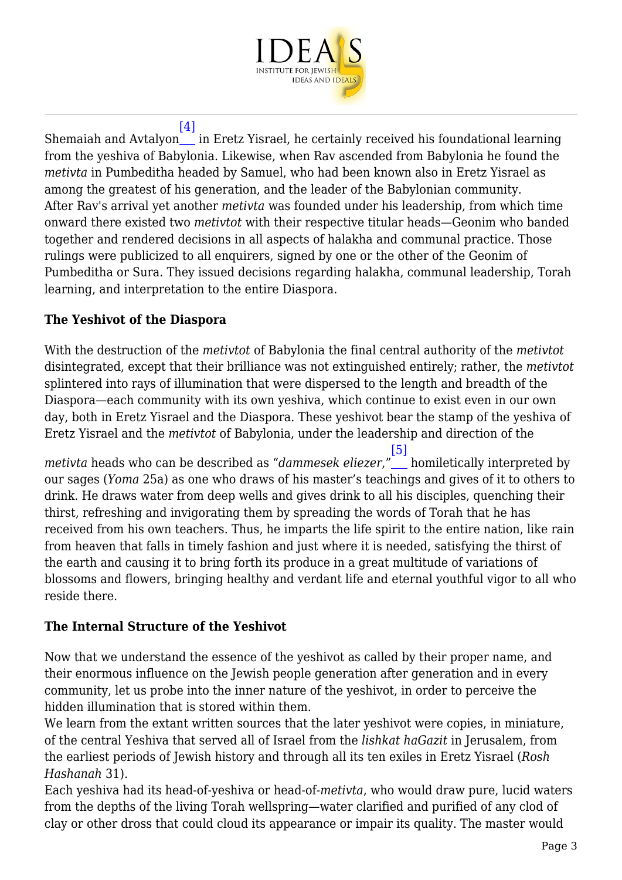Shemaiah and Avtalyon[4] in Eretz Yisrael, he certainly received his foundational learning from the yeshiva of Babylonia. Likewise, when Rav ascended from Babylonia he found the *metivta* in Pumbeditha headed by Samuel, who had been known also in Eretz Yisrael as among the greatest of his generation, and the leader of the Babylonian community. After Rav's arrival yet another *metivta* was founded under his leadership, from which time onward there existed two *metivtot* with their respective titular heads—Geonim who banded together and rendered decisions in all aspects of halakha and communal practice. Those rulings were publicized to all enquirers, signed by one or the other of the Geonim of Pumbeditha or Sura. They issued decisions regarding halakha, communal leadership, Torah learning, and interpretation to the entire Diaspora.

### The Yeshivot of the Diaspora

With the destruction of the *metivtot* of Babylonia the final central authority of the *metivtot* disintegrated, except that their brilliance was not extinguished entirely; rather, the *metivtot* splintered into rays of illumination that were dispersed to the length and breadth of the Diaspora—each community with its own yeshiva, which continue to exist even in our own day, both in Eretz Yisrael and the Diaspora. These yeshivot bear the stamp of the yeshiva of Eretz Yisrael and the *metivtot* of Babylonia, under the leadership and direction of the *metivta* heads who can be described as "*dammesek eliezer*,"[5] homiletically interpreted by our sages (*Yoma* 25a) as one who draws of his master's teachings and gives of it to others to drink. He draws water from deep wells and gives drink to all his disciples, quenching their thirst, refreshing and invigorating them by spreading the words of Torah that he has received from his own teachers. Thus, he imparts the life spirit to the entire nation, like rain from heaven that falls in timely fashion and just where it is needed, satisfying the thirst of the earth and causing it to bring forth its produce in a great multitude of variations of blossoms and flowers, bringing healthy and verdant life and eternal youthful vigor to all who reside there.

### The Internal Structure of the Yeshivot

Now that we understand the essence of the yeshivot as called by their proper name, and their enormous influence on the Jewish people generation after generation and in every community, let us probe into the inner nature of the yeshivot, in order to perceive the hidden illumination that is stored within them.

We learn from the extant written sources that the later yeshivot were copies, in miniature, of the central Yeshiva that served all of Israel from the *lishkat haGazit* in Jerusalem, from the earliest periods of Jewish history and through all its ten exiles in Eretz Yisrael (*Rosh Hashanah* 31).

Each yeshiva had its head-of-yeshiva or head-of-*metivta*, who would draw pure, lucid waters from the depths of the living Torah wellspring—water clarified and purified of any clod of clay or other dross that could cloud its appearance or impair its quality. The master would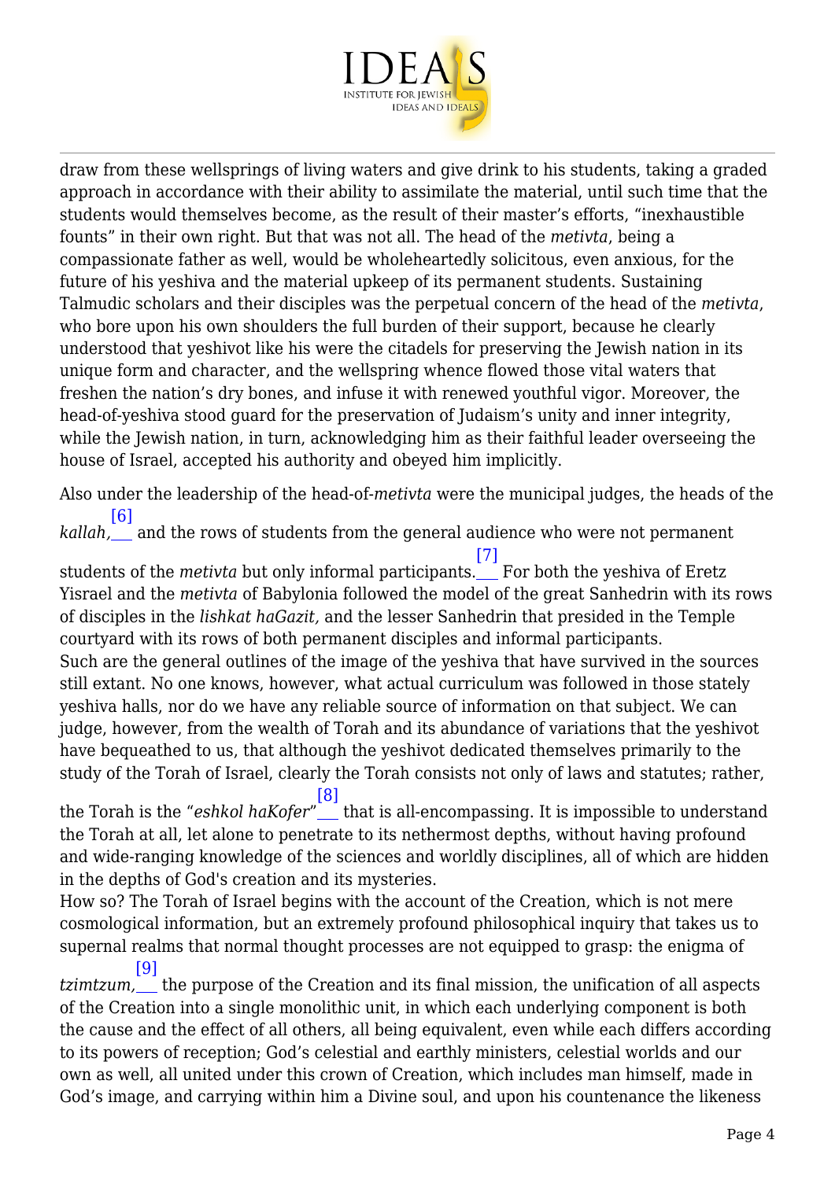draw from these wellsprings of living waters and give drink to his students, taking a graded approach in accordance with their ability to assimilate the material, until such time that the students would themselves become, as the result of their master's efforts, "inexhaustible founts" in their own right. But that was not all. The head of the *metivta*, being a compassionate father as well, would be wholeheartedly solicitous, even anxious, for the future of his yeshiva and the material upkeep of its permanent students. Sustaining Talmudic scholars and their disciples was the perpetual concern of the head of the *metivta*, who bore upon his own shoulders the full burden of their support, because he clearly understood that yeshivot like his were the citadels for preserving the Jewish nation in its unique form and character, and the wellspring whence flowed those vital waters that freshen the nation's dry bones, and infuse it with renewed youthful vigor. Moreover, the head-of-yeshiva stood guard for the preservation of Judaism's unity and inner integrity, while the Jewish nation, in turn, acknowledging him as their faithful leader overseeing the house of Israel, accepted his authority and obeyed him implicitly.

Also under the leadership of the head-of-*metivta* were the municipal judges, the heads of the *kallah*,[6] and the rows of students from the general audience who were not permanent students of the *metivta* but only informal participants.[7] For both the yeshiva of Eretz Yisrael and the *metivta* of Babylonia followed the model of the great Sanhedrin with its rows of disciples in the *lishkat haGazit,* and the lesser Sanhedrin that presided in the Temple courtyard with its rows of both permanent disciples and informal participants.

Such are the general outlines of the image of the yeshiva that have survived in the sources still extant. No one knows, however, what actual curriculum was followed in those stately yeshiva halls, nor do we have any reliable source of information on that subject. We can judge, however, from the wealth of Torah and its abundance of variations that the yeshivot have bequeathed to us, that although the yeshivot dedicated themselves primarily to the study of the Torah of Israel, clearly the Torah consists not only of laws and statutes; rather, the Torah is the "*eshkol haKofer*"[8] that is all-encompassing. It is impossible to understand the Torah at all, let alone to penetrate to its nethermost depths, without having profound and wide-ranging knowledge of the sciences and worldly disciplines, all of which are hidden in the depths of God's creation and its mysteries.

How so? The Torah of Israel begins with the account of the Creation, which is not mere cosmological information, but an extremely profound philosophical inquiry that takes us to supernal realms that normal thought processes are not equipped to grasp: the enigma of *tzimtzum*,[9] the purpose of the Creation and its final mission, the unification of all aspects of the Creation into a single monolithic unit, in which each underlying component is both the cause and the effect of all others, all being equivalent, even while each differs according to its powers of reception; God's celestial and earthly ministers, celestial worlds and our own as well, all united under this crown of Creation, which includes man himself, made in God's image, and carrying within him a Divine soul, and upon his countenance the likeness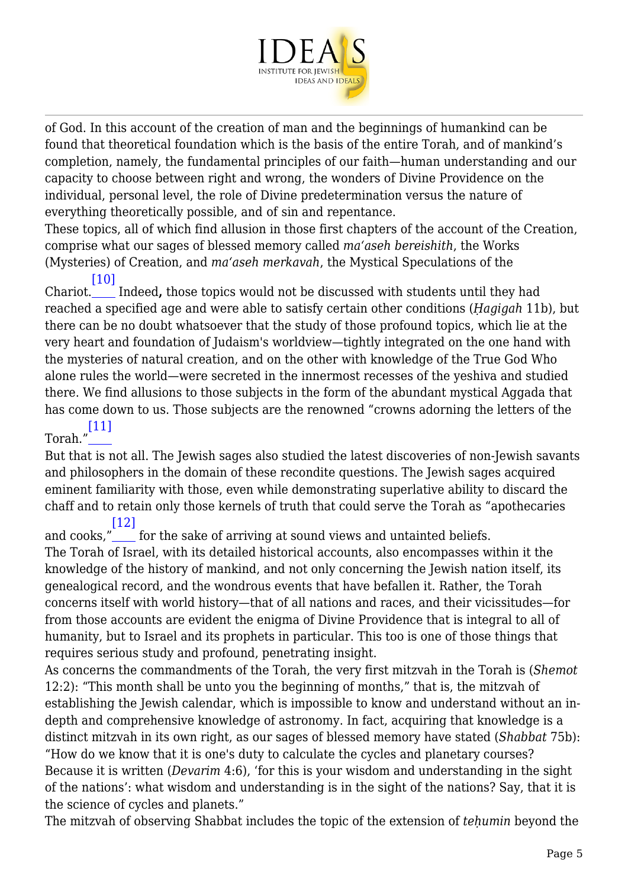of God. In this account of the creation of man and the beginnings of humankind can be found that theoretical foundation which is the basis of the entire Torah, and of mankind's completion, namely, the fundamental principles of our faith—human understanding and our capacity to choose between right and wrong, the wonders of Divine Providence on the individual, personal level, the role of Divine predetermination versus the nature of everything theoretically possible, and of sin and repentance.

These topics, all of which find allusion in those first chapters of the account of the Creation, comprise what our sages of blessed memory called *ma'aseh bereishith*, the Works (Mysteries) of Creation, and *ma'aseh merkavah*, the Mystical Speculations of the Chariot.[10] Indeed**,** those topics would not be discussed with students until they had reached a specified age and were able to satisfy certain other conditions (*Ḥagigah* 11b), but there can be no doubt whatsoever that the study of those profound topics, which lie at the very heart and foundation of Judaism's worldview—tightly integrated on the one hand with the mysteries of natural creation, and on the other with knowledge of the True God Who alone rules the world—were secreted in the innermost recesses of the yeshiva and studied there. We find allusions to those subjects in the form of the abundant mystical Aggada that has come down to us. Those subjects are the renowned "crowns adorning the letters of the Torah."[11]

But that is not all. The Jewish sages also studied the latest discoveries of non-Jewish savants and philosophers in the domain of these recondite questions. The Jewish sages acquired eminent familiarity with those, even while demonstrating superlative ability to discard the chaff and to retain only those kernels of truth that could serve the Torah as "apothecaries and cooks,"[12] for the sake of arriving at sound views and untainted beliefs.

The Torah of Israel, with its detailed historical accounts, also encompasses within it the knowledge of the history of mankind, and not only concerning the Jewish nation itself, its genealogical record, and the wondrous events that have befallen it. Rather, the Torah concerns itself with world history—that of all nations and races, and their vicissitudes—for from those accounts are evident the enigma of Divine Providence that is integral to all of humanity, but to Israel and its prophets in particular. This too is one of those things that requires serious study and profound, penetrating insight.

As concerns the commandments of the Torah, the very first mitzvah in the Torah is (*Shemot* 12:2): "This month shall be unto you the beginning of months," that is, the mitzvah of establishing the Jewish calendar, which is impossible to know and understand without an in-depth and comprehensive knowledge of astronomy. In fact, acquiring that knowledge is a distinct mitzvah in its own right, as our sages of blessed memory have stated (*Shabbat* 75b): "How do we know that it is one's duty to calculate the cycles and planetary courses? Because it is written (*Devarim* 4:6), 'for this is your wisdom and understanding in the sight of the nations': what wisdom and understanding is in the sight of the nations? Say, that it is the science of cycles and planets."

The mitzvah of observing Shabbat includes the topic of the extension of *teḥumin* beyond the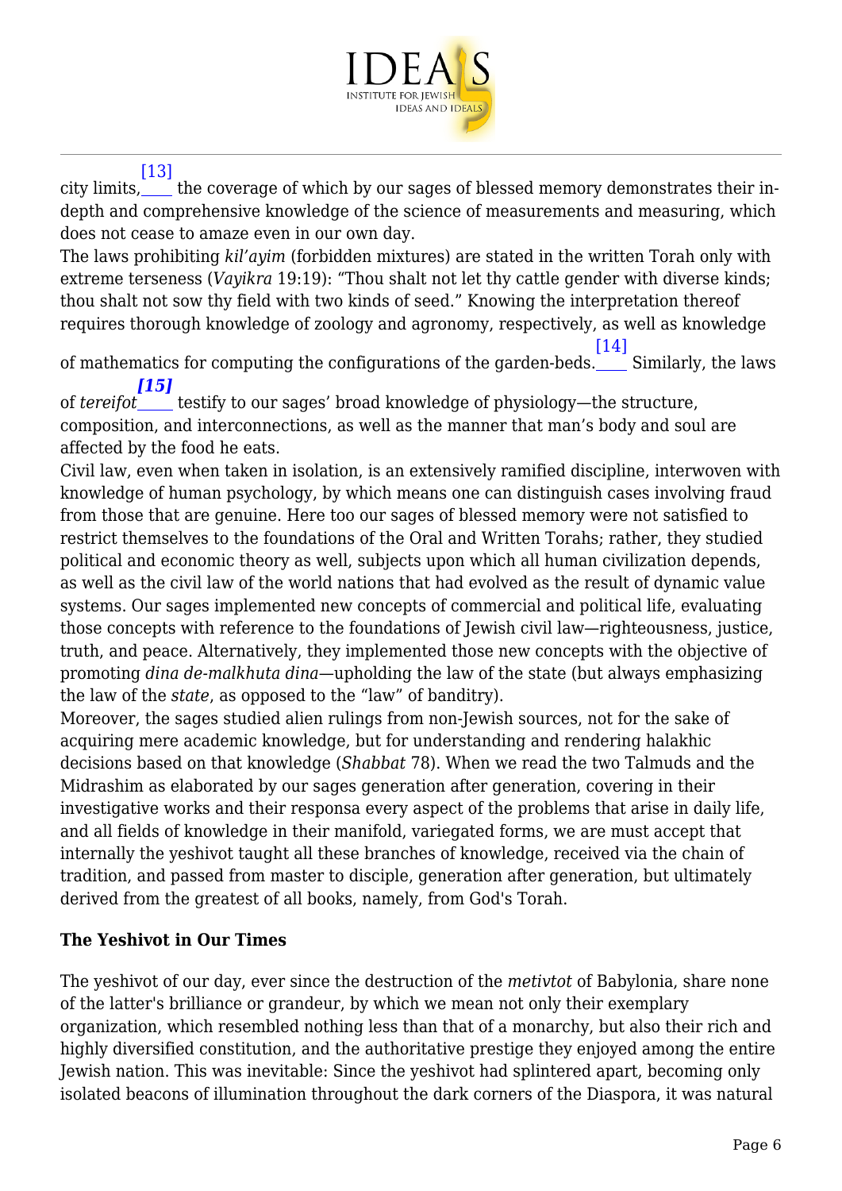city limits,[13] the coverage of which by our sages of blessed memory demonstrates their in-depth and comprehensive knowledge of the science of measurements and measuring, which does not cease to amaze even in our own day.

The laws prohibiting *kil'ayim* (forbidden mixtures) are stated in the written Torah only with extreme terseness (*Vayikra* 19:19): "Thou shalt not let thy cattle gender with diverse kinds; thou shalt not sow thy field with two kinds of seed." Knowing the interpretation thereof requires thorough knowledge of zoology and agronomy, respectively, as well as knowledge of mathematics for computing the configurations of the garden-beds.[14] Similarly, the laws of *tereifot*[15] testify to our sages' broad knowledge of physiology—the structure, composition, and interconnections, as well as the manner that man's body and soul are affected by the food he eats.

Civil law, even when taken in isolation, is an extensively ramified discipline, interwoven with knowledge of human psychology, by which means one can distinguish cases involving fraud from those that are genuine. Here too our sages of blessed memory were not satisfied to restrict themselves to the foundations of the Oral and Written Torahs; rather, they studied political and economic theory as well, subjects upon which all human civilization depends, as well as the civil law of the world nations that had evolved as the result of dynamic value systems. Our sages implemented new concepts of commercial and political life, evaluating those concepts with reference to the foundations of Jewish civil law—righteousness, justice, truth, and peace. Alternatively, they implemented those new concepts with the objective of promoting *dina de-malkhuta dina*—upholding the law of the state (but always emphasizing the law of the *state*, as opposed to the "law" of banditry).

Moreover, the sages studied alien rulings from non-Jewish sources, not for the sake of acquiring mere academic knowledge, but for understanding and rendering halakhic decisions based on that knowledge (*Shabbat* 78). When we read the two Talmuds and the Midrashim as elaborated by our sages generation after generation, covering in their investigative works and their responsa every aspect of the problems that arise in daily life, and all fields of knowledge in their manifold, variegated forms, we are must accept that internally the yeshivot taught all these branches of knowledge, received via the chain of tradition, and passed from master to disciple, generation after generation, but ultimately derived from the greatest of all books, namely, from God's Torah.

## The Yeshivot in Our Times

The yeshivot of our day, ever since the destruction of the *metivtot* of Babylonia, share none of the latter's brilliance or grandeur, by which we mean not only their exemplary organization, which resembled nothing less than that of a monarchy, but also their rich and highly diversified constitution, and the authoritative prestige they enjoyed among the entire Jewish nation. This was inevitable: Since the yeshivot had splintered apart, becoming only isolated beacons of illumination throughout the dark corners of the Diaspora, it was natural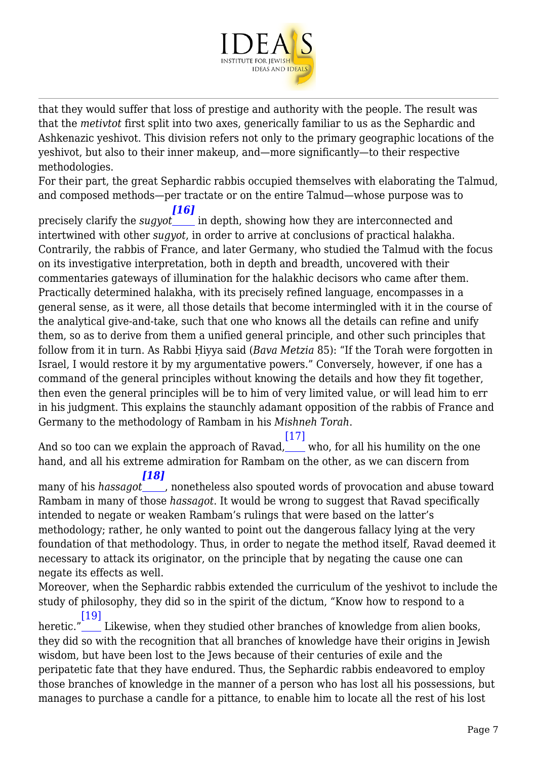that they would suffer that loss of prestige and authority with the people. The result was that the *metivtot* first split into two axes, generically familiar to us as the Sephardic and Ashkenazic yeshivot. This division refers not only to the primary geographic locations of the yeshivot, but also to their inner makeup, and—more significantly—to their respective methodologies.

For their part, the great Sephardic rabbis occupied themselves with elaborating the Talmud, and composed methods—per tractate or on the entire Talmud—whose purpose was to precisely clarify the *sugyot*[16] in depth, showing how they are interconnected and intertwined with other *sugyot*, in order to arrive at conclusions of practical halakha. Contrarily, the rabbis of France, and later Germany, who studied the Talmud with the focus on its investigative interpretation, both in depth and breadth, uncovered with their commentaries gateways of illumination for the halakhic decisors who came after them. Practically determined halakha, with its precisely refined language, encompasses in a general sense, as it were, all those details that become intermingled with it in the course of the analytical give-and-take, such that one who knows all the details can refine and unify them, so as to derive from them a unified general principle, and other such principles that follow from it in turn. As Rabbi Ḥiyya said (*Bava Metzia* 85): "If the Torah were forgotten in Israel, I would restore it by my argumentative powers." Conversely, however, if one has a command of the general principles without knowing the details and how they fit together, then even the general principles will be to him of very limited value, or will lead him to err in his judgment. This explains the staunchly adamant opposition of the rabbis of France and Germany to the methodology of Rambam in his *Mishneh Torah*.

And so too can we explain the approach of Ravad,[17] who, for all his humility on the one hand, and all his extreme admiration for Rambam on the other, as we can discern from many of his *hassagot*[18], nonetheless also spouted words of provocation and abuse toward Rambam in many of those *hassagot*. It would be wrong to suggest that Ravad specifically intended to negate or weaken Rambam's rulings that were based on the latter's methodology; rather, he only wanted to point out the dangerous fallacy lying at the very foundation of that methodology. Thus, in order to negate the method itself, Ravad deemed it necessary to attack its originator, on the principle that by negating the cause one can negate its effects as well.

Moreover, when the Sephardic rabbis extended the curriculum of the yeshivot to include the study of philosophy, they did so in the spirit of the dictum, "Know how to respond to a heretic."[19] Likewise, when they studied other branches of knowledge from alien books, they did so with the recognition that all branches of knowledge have their origins in Jewish wisdom, but have been lost to the Jews because of their centuries of exile and the peripatetic fate that they have endured. Thus, the Sephardic rabbis endeavored to employ those branches of knowledge in the manner of a person who has lost all his possessions, but manages to purchase a candle for a pittance, to enable him to locate all the rest of his lost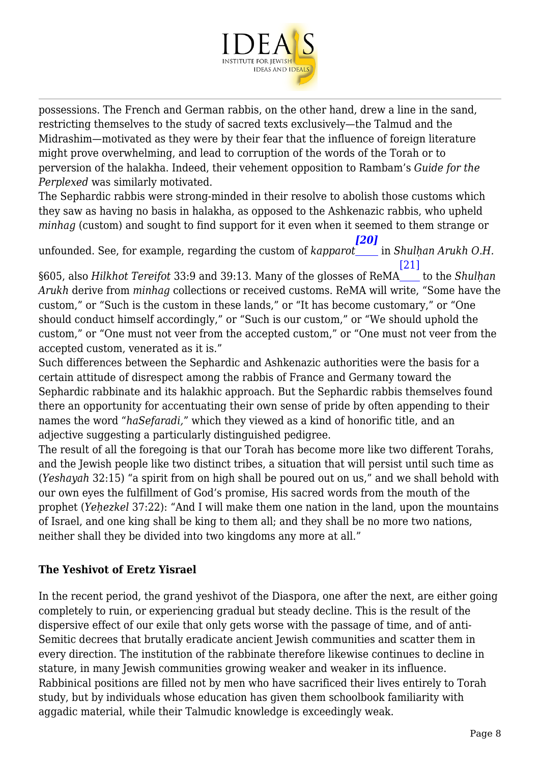possessions. The French and German rabbis, on the other hand, drew a line in the sand, restricting themselves to the study of sacred texts exclusively—the Talmud and the Midrashim—motivated as they were by their fear that the influence of foreign literature might prove overwhelming, and lead to corruption of the words of the Torah or to perversion of the halakha. Indeed, their vehement opposition to Rambam's *Guide for the Perplexed* was similarly motivated.

The Sephardic rabbis were strong-minded in their resolve to abolish those customs which they saw as having no basis in halakha, as opposed to the Ashkenazic rabbis, who upheld *minhag* (custom) and sought to find support for it even when it seemed to them strange or unfounded. See, for example, regarding the custom of *kapparot*[20] in *Shulḥan Arukh O.H.* §605, also *Hilkhot Tereifot* 33:9 and 39:13. Many of the glosses of ReMA[21] to the *Shulḥan Arukh* derive from *minhag* collections or received customs. ReMA will write, "Some have the custom," or "Such is the custom in these lands," or "It has become customary," or "One should conduct himself accordingly," or "Such is our custom," or "We should uphold the custom," or "One must not veer from the accepted custom," or "One must not veer from the accepted custom, venerated as it is."

Such differences between the Sephardic and Ashkenazic authorities were the basis for a certain attitude of disrespect among the rabbis of France and Germany toward the Sephardic rabbinate and its halakhic approach. But the Sephardic rabbis themselves found there an opportunity for accentuating their own sense of pride by often appending to their names the word "*haSefaradi,*" which they viewed as a kind of honorific title, and an adjective suggesting a particularly distinguished pedigree.

The result of all the foregoing is that our Torah has become more like two different Torahs, and the Jewish people like two distinct tribes, a situation that will persist until such time as (*Yeshayah* 32:15) "a spirit from on high shall be poured out on us," and we shall behold with our own eyes the fulfillment of God's promise, His sacred words from the mouth of the prophet (*Yeḥezkel* 37:22): "And I will make them one nation in the land, upon the mountains of Israel, and one king shall be king to them all; and they shall be no more two nations, neither shall they be divided into two kingdoms any more at all."

**The Yeshivot of Eretz Yisrael**

In the recent period, the grand yeshivot of the Diaspora, one after the next, are either going completely to ruin, or experiencing gradual but steady decline. This is the result of the dispersive effect of our exile that only gets worse with the passage of time, and of anti-Semitic decrees that brutally eradicate ancient Jewish communities and scatter them in every direction. The institution of the rabbinate therefore likewise continues to decline in stature, in many Jewish communities growing weaker and weaker in its influence. Rabbinical positions are filled not by men who have sacrificed their lives entirely to Torah study, but by individuals whose education has given them schoolbook familiarity with aggadic material, while their Talmudic knowledge is exceedingly weak.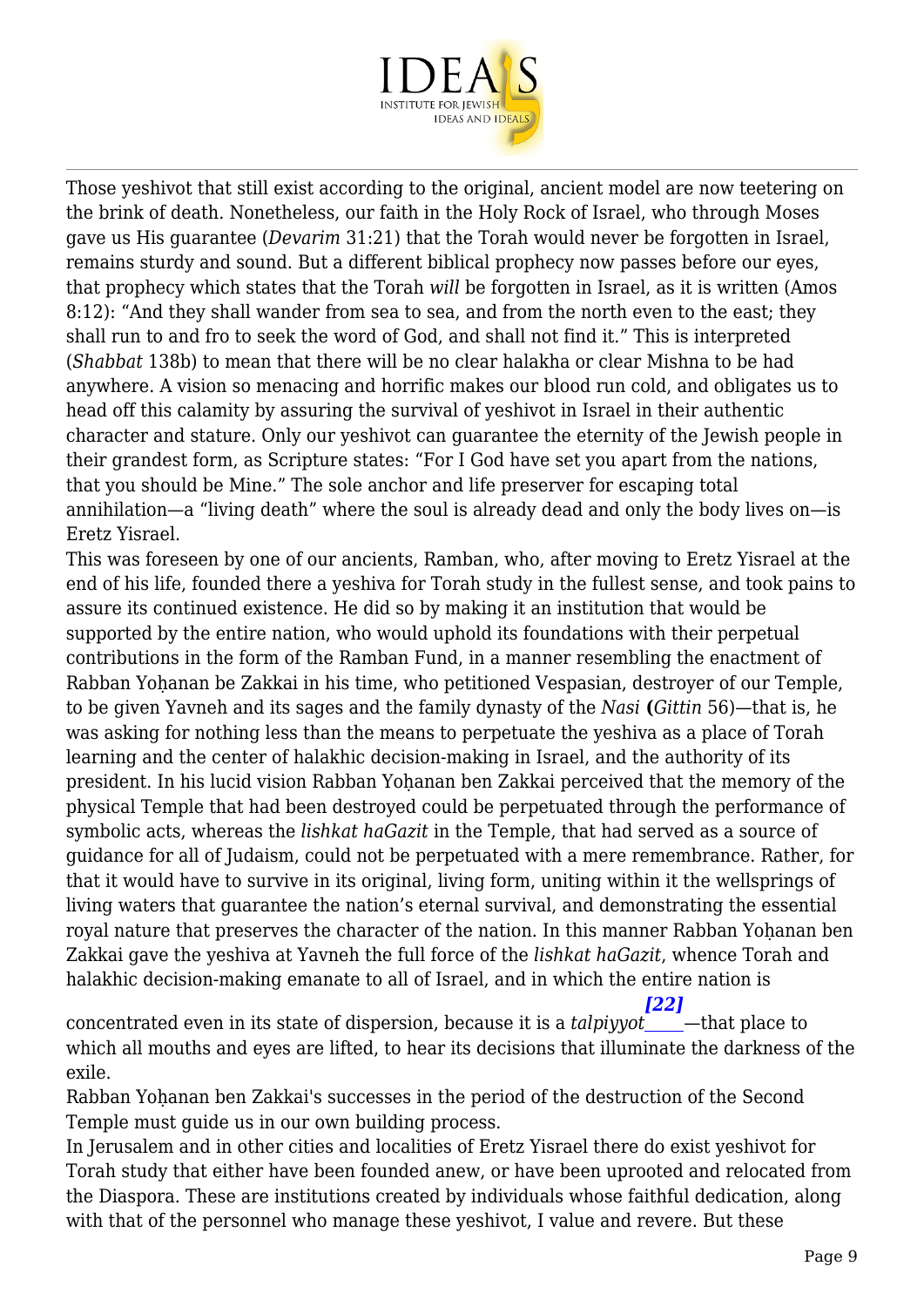Those yeshivot that still exist according to the original, ancient model are now teetering on the brink of death. Nonetheless, our faith in the Holy Rock of Israel, who through Moses gave us His guarantee (*Devarim* 31:21) that the Torah would never be forgotten in Israel, remains sturdy and sound. But a different biblical prophecy now passes before our eyes, that prophecy which states that the Torah *will* be forgotten in Israel, as it is written (Amos 8:12): "And they shall wander from sea to sea, and from the north even to the east; they shall run to and fro to seek the word of God, and shall not find it." This is interpreted (*Shabbat* 138b) to mean that there will be no clear halakha or clear Mishna to be had anywhere. A vision so menacing and horrific makes our blood run cold, and obligates us to head off this calamity by assuring the survival of yeshivot in Israel in their authentic character and stature. Only our yeshivot can guarantee the eternity of the Jewish people in their grandest form, as Scripture states: "For I God have set you apart from the nations, that you should be Mine." The sole anchor and life preserver for escaping total annihilation—a "living death" where the soul is already dead and only the body lives on—is Eretz Yisrael.

This was foreseen by one of our ancients, Ramban, who, after moving to Eretz Yisrael at the end of his life, founded there a yeshiva for Torah study in the fullest sense, and took pains to assure its continued existence. He did so by making it an institution that would be supported by the entire nation, who would uphold its foundations with their perpetual contributions in the form of the Ramban Fund, in a manner resembling the enactment of Rabban Yoḥanan be Zakkai in his time, who petitioned Vespasian, destroyer of our Temple, to be given Yavneh and its sages and the family dynasty of the *Nasi* **(***Gittin* 56)—that is, he was asking for nothing less than the means to perpetuate the yeshiva as a place of Torah learning and the center of halakhic decision-making in Israel, and the authority of its president. In his lucid vision Rabban Yoḥanan ben Zakkai perceived that the memory of the physical Temple that had been destroyed could be perpetuated through the performance of symbolic acts, whereas the *lishkat haGazit* in the Temple, that had served as a source of guidance for all of Judaism, could not be perpetuated with a mere remembrance. Rather, for that it would have to survive in its original, living form, uniting within it the wellsprings of living waters that guarantee the nation's eternal survival, and demonstrating the essential royal nature that preserves the character of the nation. In this manner Rabban Yoḥanan ben Zakkai gave the yeshiva at Yavneh the full force of the *lishkat haGazit*, whence Torah and halakhic decision-making emanate to all of Israel, and in which the entire nation is concentrated even in its state of dispersion, because it is a *talpiyyot*[22]—that place to which all mouths and eyes are lifted, to hear its decisions that illuminate the darkness of the exile.

Rabban Yoḥanan ben Zakkai's successes in the period of the destruction of the Second Temple must guide us in our own building process.

In Jerusalem and in other cities and localities of Eretz Yisrael there do exist yeshivot for Torah study that either have been founded anew, or have been uprooted and relocated from the Diaspora. These are institutions created by individuals whose faithful dedication, along with that of the personnel who manage these yeshivot, I value and revere. But these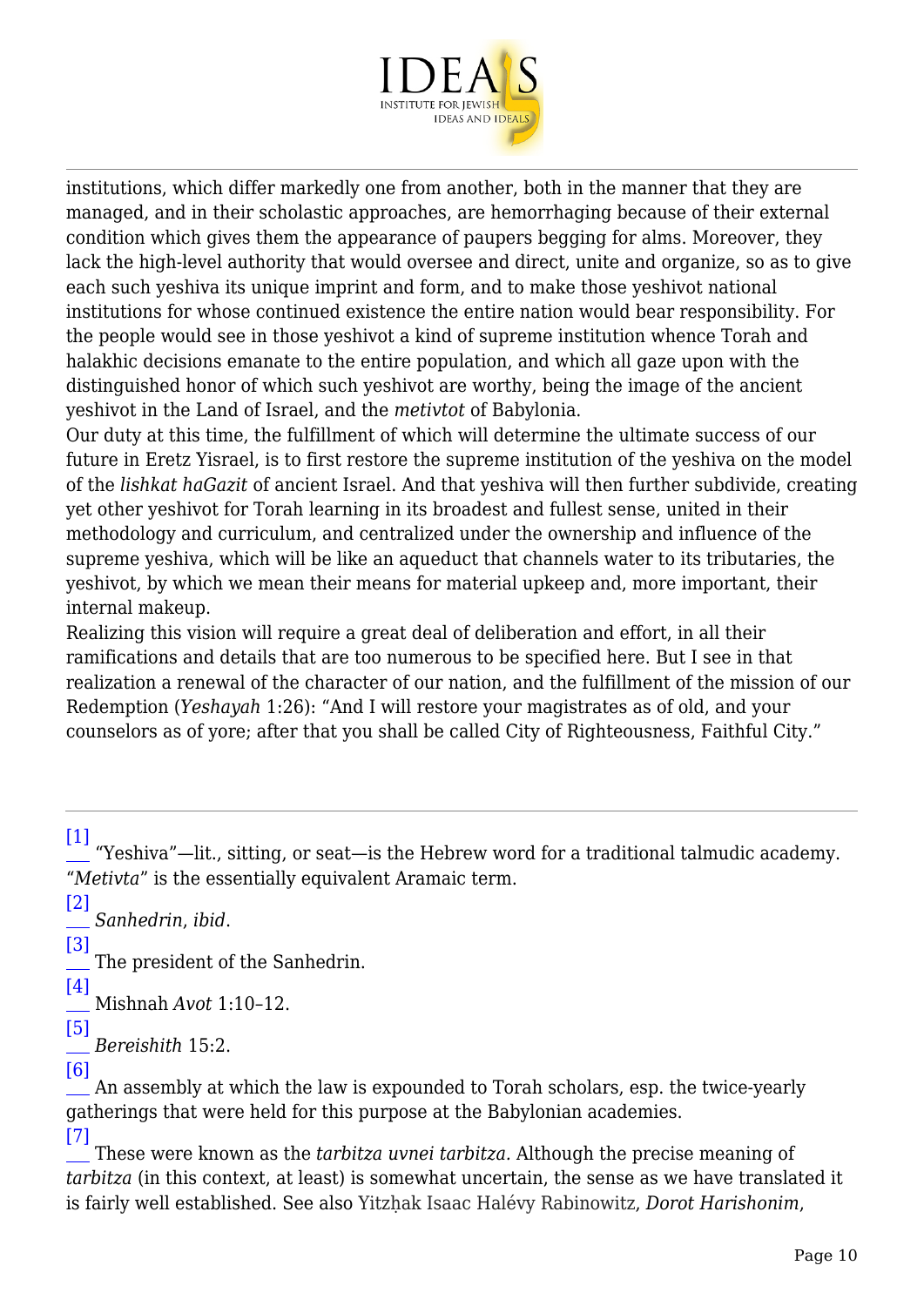institutions, which differ markedly one from another, both in the manner that they are managed, and in their scholastic approaches, are hemorrhaging because of their external condition which gives them the appearance of paupers begging for alms. Moreover, they lack the high-level authority that would oversee and direct, unite and organize, so as to give each such yeshiva its unique imprint and form, and to make those yeshivot national institutions for whose continued existence the entire nation would bear responsibility. For the people would see in those yeshivot a kind of supreme institution whence Torah and halakhic decisions emanate to the entire population, and which all gaze upon with the distinguished honor of which such yeshivot are worthy, being the image of the ancient yeshivot in the Land of Israel, and the *metivtot* of Babylonia.

Our duty at this time, the fulfillment of which will determine the ultimate success of our future in Eretz Yisrael, is to first restore the supreme institution of the yeshiva on the model of the *lishkat haGazit* of ancient Israel. And that yeshiva will then further subdivide, creating yet other yeshivot for Torah learning in its broadest and fullest sense, united in their methodology and curriculum, and centralized under the ownership and influence of the supreme yeshiva, which will be like an aqueduct that channels water to its tributaries, the yeshivot, by which we mean their means for material upkeep and, more important, their internal makeup.

Realizing this vision will require a great deal of deliberation and effort, in all their ramifications and details that are too numerous to be specified here. But I see in that realization a renewal of the character of our nation, and the fulfillment of the mission of our Redemption (*Yeshayah* 1:26): "And I will restore your magistrates as of old, and your counselors as of yore; after that you shall be called City of Righteousness, Faithful City."

---

[1] "Yeshiva"—lit., sitting, or seat—is the Hebrew word for a traditional talmudic academy. "*Metivta*" is the essentially equivalent Aramaic term.

[2] *Sanhedrin*, *ibid*.

[3] The president of the Sanhedrin.

[4] Mishnah *Avot* 1:10–12.

[5] *Bereishith* 15:2.

[6] An assembly at which the law is expounded to Torah scholars, esp. the twice-yearly gatherings that were held for this purpose at the Babylonian academies.

[7] These were known as the *tarbitza uvnei tarbitza.* Although the precise meaning of *tarbitza* (in this context, at least) is somewhat uncertain, the sense as we have translated it is fairly well established. See also Yitzḥak Isaac Halévy Rabinowitz, *Dorot Harishonim*,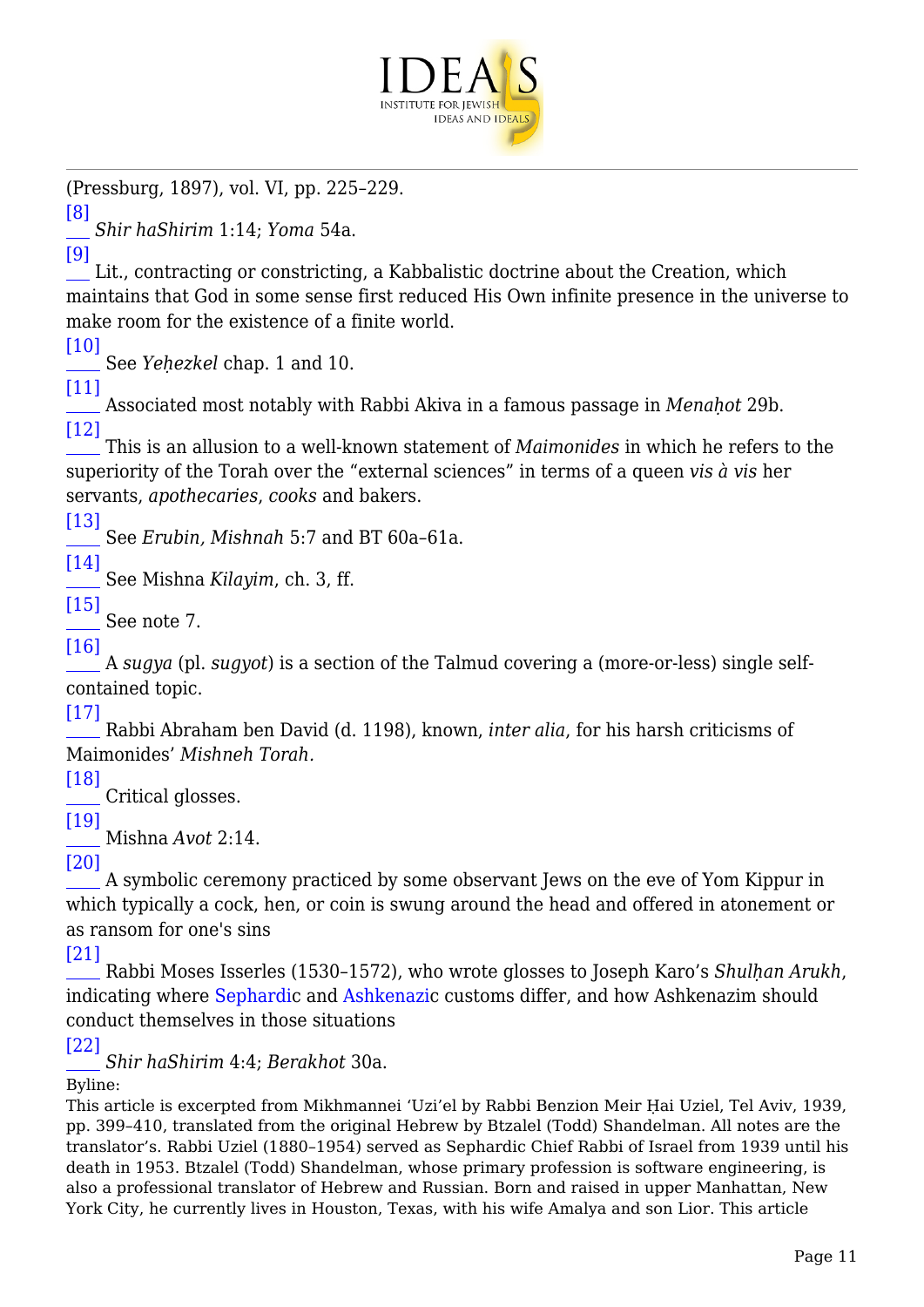(Pressburg, 1897), vol. VI, pp. 225–229.

[8] *Shir haShirim* 1:14; *Yoma* 54a.

[9] Lit., contracting or constricting, a Kabbalistic doctrine about the Creation, which maintains that God in some sense first reduced His Own infinite presence in the universe to make room for the existence of a finite world.

[10] See *Yeḥezkel* chap. 1 and 10.

[11] Associated most notably with Rabbi Akiva in a famous passage in *Menaḥot* 29b.

[12] This is an allusion to a well-known statement of *Maimonides* in which he refers to the superiority of the Torah over the "external sciences" in terms of a queen *vis à vis* her servants, *apothecaries*, *cooks* and bakers.

[13] See *Erubin, Mishnah* 5:7 and BT 60a–61a.

[14] See Mishna *Kilayim*, ch. 3, ff.

[15] See note 7.

[16] A *sugya* (pl. *sugyot*) is a section of the Talmud covering a (more-or-less) single self-contained topic.

[17] Rabbi Abraham ben David (d. 1198), known, *inter alia*, for his harsh criticisms of Maimonides' *Mishneh Torah.*

[18] Critical glosses.

[19] Mishna *Avot* 2:14.

[20] A symbolic ceremony practiced by some observant Jews on the eve of Yom Kippur in which typically a cock, hen, or coin is swung around the head and offered in atonement or as ransom for one's sins

[21] Rabbi Moses Isserles (1530–1572), who wrote glosses to Joseph Karo's *Shulḥan Arukh*, indicating where Sephardic and Ashkenazic customs differ, and how Ashkenazim should conduct themselves in those situations

[22] *Shir haShirim* 4:4; *Berakhot* 30a.

Byline:

This article is excerpted from Mikhmannei 'Uzi'el by Rabbi Benzion Meir Ḥai Uziel, Tel Aviv, 1939, pp. 399–410, translated from the original Hebrew by Btzalel (Todd) Shandelman. All notes are the translator's. Rabbi Uziel (1880–1954) served as Sephardic Chief Rabbi of Israel from 1939 until his death in 1953. Btzalel (Todd) Shandelman, whose primary profession is software engineering, is also a professional translator of Hebrew and Russian. Born and raised in upper Manhattan, New York City, he currently lives in Houston, Texas, with his wife Amalya and son Lior. This article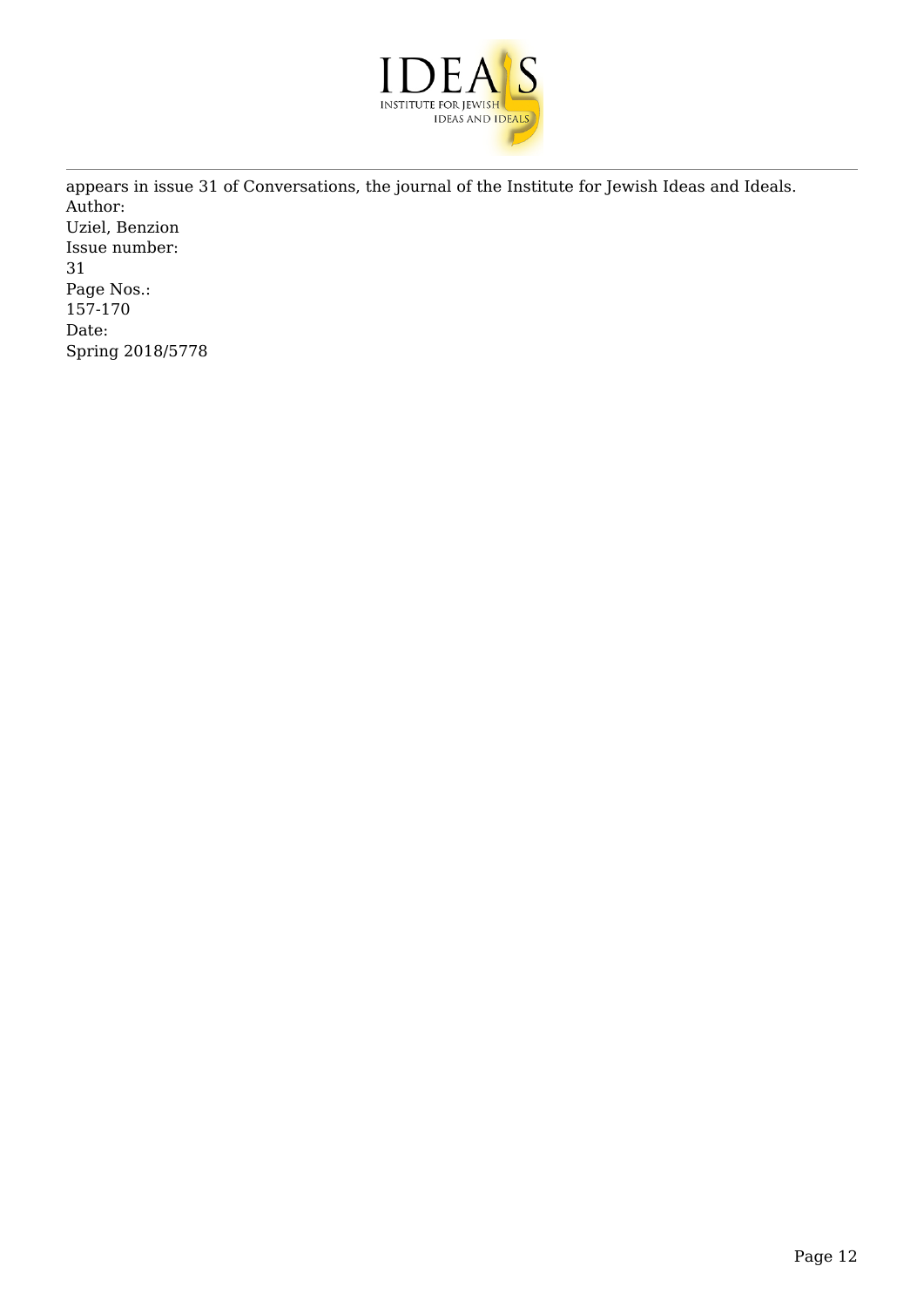appears in issue 31 of Conversations, the journal of the Institute for Jewish Ideas and Ideals.
Author:
Uziel, Benzion
Issue number:
31
Page Nos.:
157-170
Date:
Spring 2018/5778